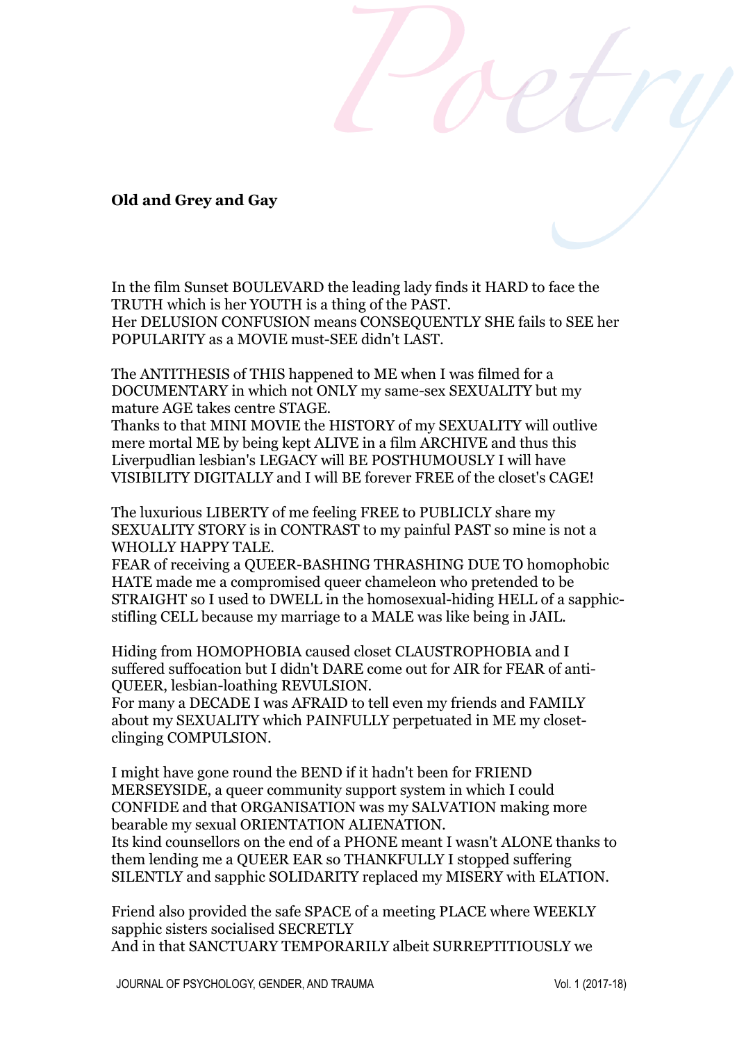**Old and Grey and Gay**

In the film Sunset BOULEVARD the leading lady finds it HARD to face the TRUTH which is her YOUTH is a thing of the PAST.
Her DELUSION CONFUSION means CONSEQUENTLY SHE fails to SEE her POPULARITY as a MOVIE must-SEE didn't LAST.

The ANTITHESIS of THIS happened to ME when I was filmed for a DOCUMENTARY in which not ONLY my same-sex SEXUALITY but my mature AGE takes centre STAGE.
Thanks to that MINI MOVIE the HISTORY of my SEXUALITY will outlive mere mortal ME by being kept ALIVE in a film ARCHIVE and thus this Liverpudlian lesbian's LEGACY will BE POSTHUMOUSLY I will have VISIBILITY DIGITALLY and I will BE forever FREE of the closet's CAGE!

The luxurious LIBERTY of me feeling FREE to PUBLICLY share my SEXUALITY STORY is in CONTRAST to my painful PAST so mine is not a WHOLLY HAPPY TALE.
FEAR of receiving a QUEER-BASHING THRASHING DUE TO homophobic HATE made me a compromised queer chameleon who pretended to be STRAIGHT so I used to DWELL in the homosexual-hiding HELL of a sapphic-stifling CELL because my marriage to a MALE was like being in JAIL.

Hiding from HOMOPHOBIA caused closet CLAUSTROPHOBIA and I suffered suffocation but I didn't DARE come out for AIR for FEAR of anti-QUEER, lesbian-loathing REVULSION.
For many a DECADE I was AFRAID to tell even my friends and FAMILY about my SEXUALITY which PAINFULLY perpetuated in ME my closet-clinging COMPULSION.

I might have gone round the BEND if it hadn't been for FRIEND MERSEYSIDE, a queer community support system in which I could CONFIDE and that ORGANISATION was my SALVATION making more bearable my sexual ORIENTATION ALIENATION.
Its kind counsellors on the end of a PHONE meant I wasn't ALONE thanks to them lending me a QUEER EAR so THANKFULLY I stopped suffering SILENTLY and sapphic SOLIDARITY replaced my MISERY with ELATION.

Friend also provided the safe SPACE of a meeting PLACE where WEEKLY sapphic sisters socialised SECRETLY
And in that SANCTUARY TEMPORARILY albeit SURREPTITIOUSLY we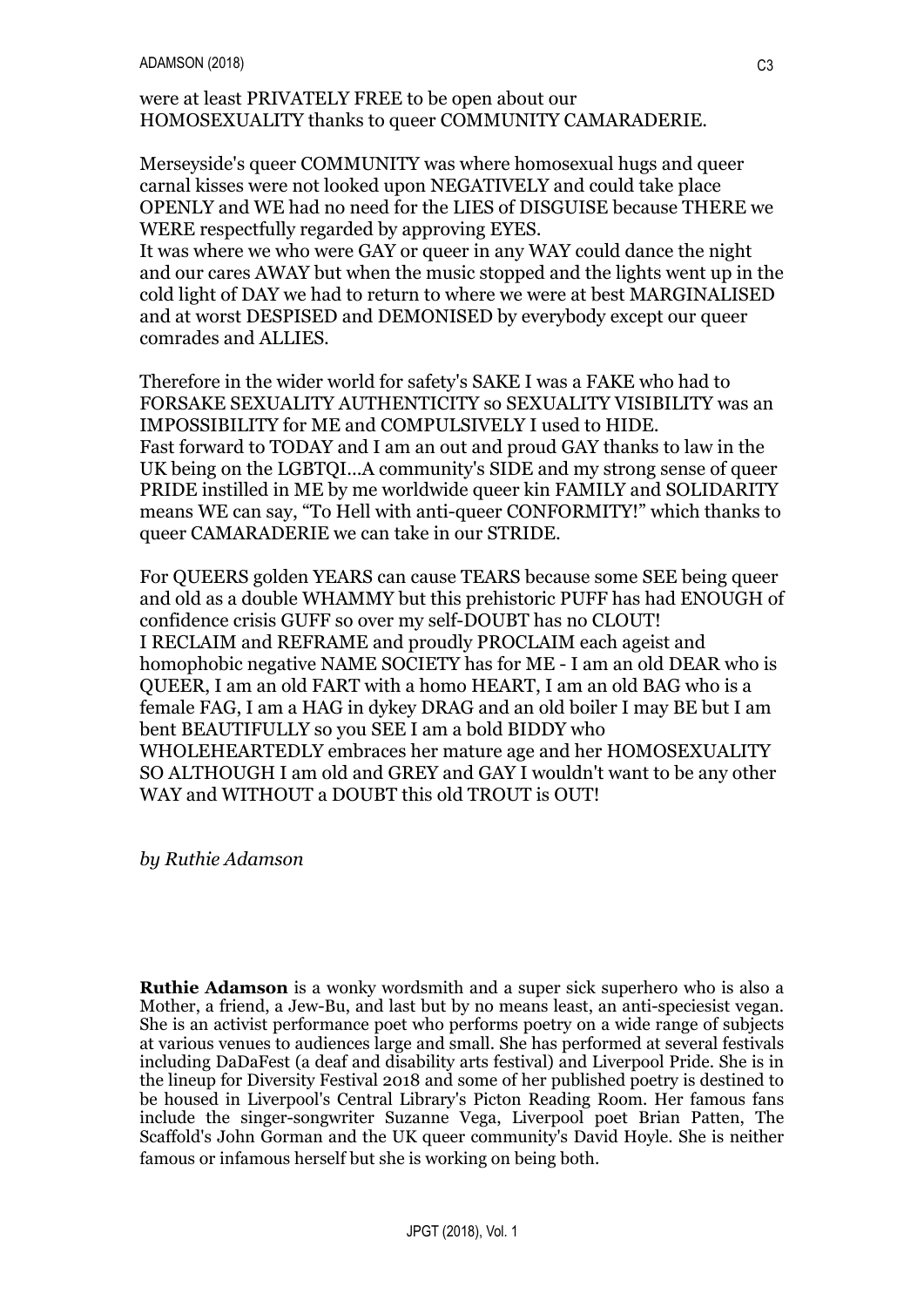were at least PRIVATELY FREE to be open about our
HOMOSEXUALITY thanks to queer COMMUNITY CAMARADERIE.

Merseyside's queer COMMUNITY was where homosexual hugs and queer carnal kisses were not looked upon NEGATIVELY and could take place OPENLY and WE had no need for the LIES of DISGUISE because THERE we WERE respectfully regarded by approving EYES.
It was where we who were GAY or queer in any WAY could dance the night and our cares AWAY but when the music stopped and the lights went up in the cold light of DAY we had to return to where we were at best MARGINALISED and at worst DESPISED and DEMONISED by everybody except our queer comrades and ALLIES.

Therefore in the wider world for safety's SAKE I was a FAKE who had to FORSAKE SEXUALITY AUTHENTICITY so SEXUALITY VISIBILITY was an IMPOSSIBILITY for ME and COMPULSIVELY I used to HIDE.
Fast forward to TODAY and I am an out and proud GAY thanks to law in the UK being on the LGBTQI...A community's SIDE and my strong sense of queer PRIDE instilled in ME by me worldwide queer kin FAMILY and SOLIDARITY means WE can say, “To Hell with anti-queer CONFORMITY!” which thanks to queer CAMARADERIE we can take in our STRIDE.

For QUEERS golden YEARS can cause TEARS because some SEE being queer and old as a double WHAMMY but this prehistoric PUFF has had ENOUGH of confidence crisis GUFF so over my self-DOUBT has no CLOUT!
I RECLAIM and REFRAME and proudly PROCLAIM each ageist and homophobic negative NAME SOCIETY has for ME - I am an old DEAR who is QUEER, I am an old FART with a homo HEART, I am an old BAG who is a female FAG, I am a HAG in dykey DRAG and an old boiler I may BE but I am bent BEAUTIFULLY so you SEE I am a bold BIDDY who WHOLEHEARTEDLY embraces her mature age and her HOMOSEXUALITY SO ALTHOUGH I am old and GREY and GAY I wouldn't want to be any other WAY and WITHOUT a DOUBT this old TROUT is OUT!

*by Ruthie Adamson*

**Ruthie Adamson** is a wonky wordsmith and a super sick superhero who is also a Mother, a friend, a Jew-Bu, and last but by no means least, an anti-speciesist vegan. She is an activist performance poet who performs poetry on a wide range of subjects at various venues to audiences large and small. She has performed at several festivals including DaDaFest (a deaf and disability arts festival) and Liverpool Pride. She is in the lineup for Diversity Festival 2018 and some of her published poetry is destined to be housed in Liverpool's Central Library's Picton Reading Room. Her famous fans include the singer-songwriter Suzanne Vega, Liverpool poet Brian Patten, The Scaffold's John Gorman and the UK queer community's David Hoyle. She is neither famous or infamous herself but she is working on being both.